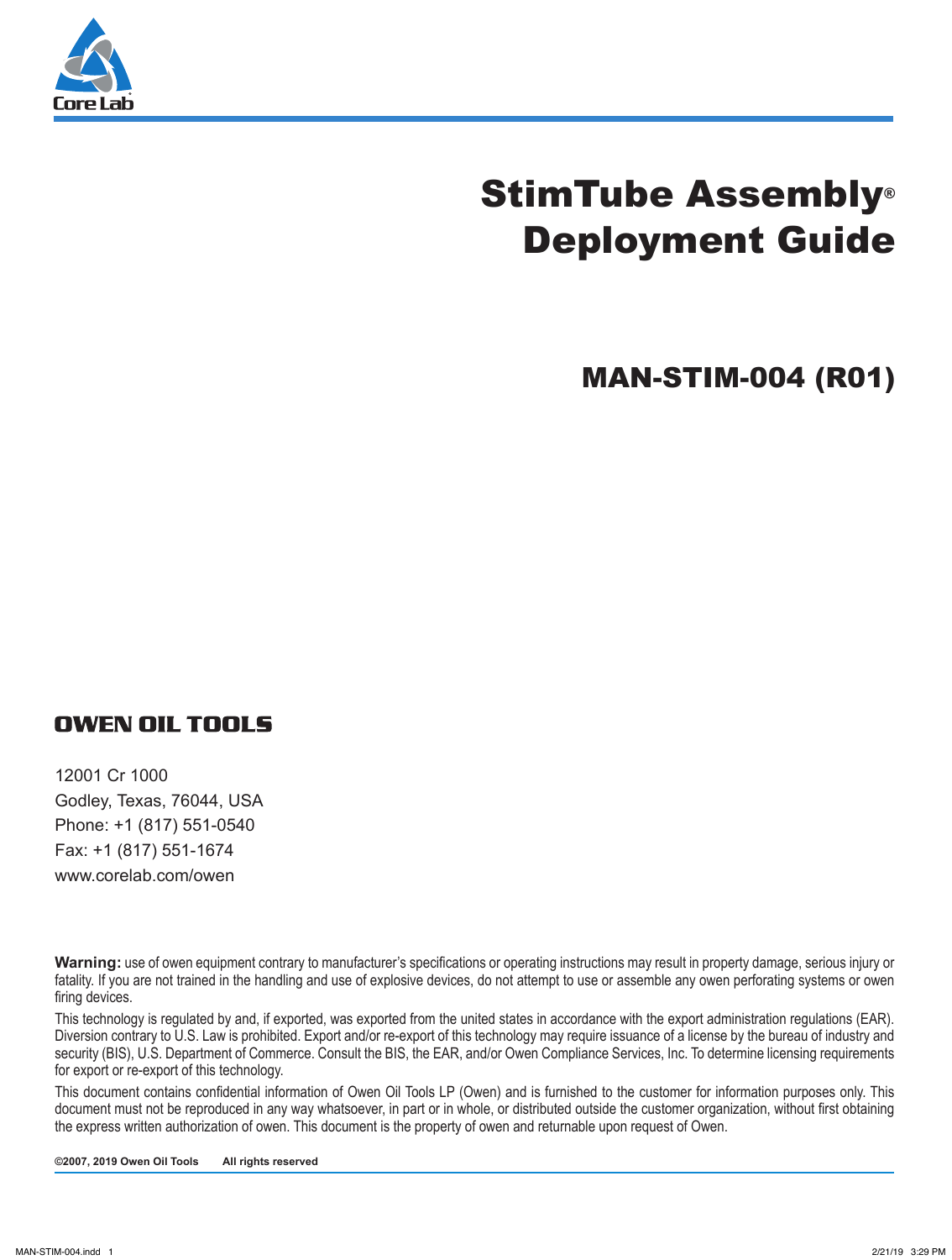Core Lab

# StimTube Assembly® Deployment Guide

## MAN-STIM-004 (R01)

**OWEN OIL TOOLS**

12001 Cr 1000
Godley, Texas, 76044, USA
Phone: +1 (817) 551-0540
Fax: +1 (817) 551-1674
www.corelab.com/owen

**Warning:** use of owen equipment contrary to manufacturer's specifications or operating instructions may result in property damage, serious injury or fatality. If you are not trained in the handling and use of explosive devices, do not attempt to use or assemble any owen perforating systems or owen firing devices.

This technology is regulated by and, if exported, was exported from the united states in accordance with the export administration regulations (EAR). Diversion contrary to U.S. Law is prohibited. Export and/or re-export of this technology may require issuance of a license by the bureau of industry and security (BIS), U.S. Department of Commerce. Consult the BIS, the EAR, and/or Owen Compliance Services, Inc. To determine licensing requirements for export or re-export of this technology.

This document contains confidential information of Owen Oil Tools LP (Owen) and is furnished to the customer for information purposes only. This document must not be reproduced in any way whatsoever, in part or in whole, or distributed outside the customer organization, without first obtaining the express written authorization of owen. This document is the property of owen and returnable upon request of Owen.

**©2007, 2019 Owen Oil Tools    All rights reserved**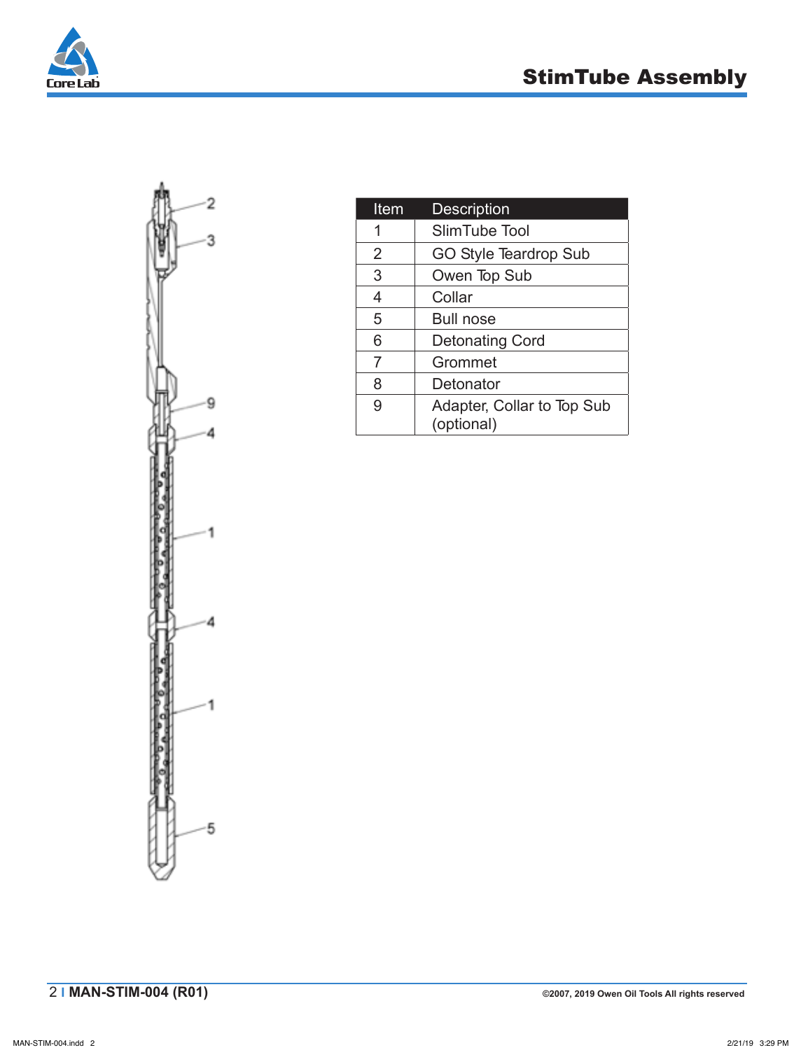# StimTube Assembly

| Item | Description |
|---|---|
| 1 | SlimTube Tool |
| 2 | GO Style Teardrop Sub |
| 3 | Owen Top Sub |
| 4 | Collar |
| 5 | Bull nose |
| 6 | Detonating Cord |
| 7 | Grommet |
| 8 | Detonator |
| 9 | Adapter, Collar to Top Sub (optional) |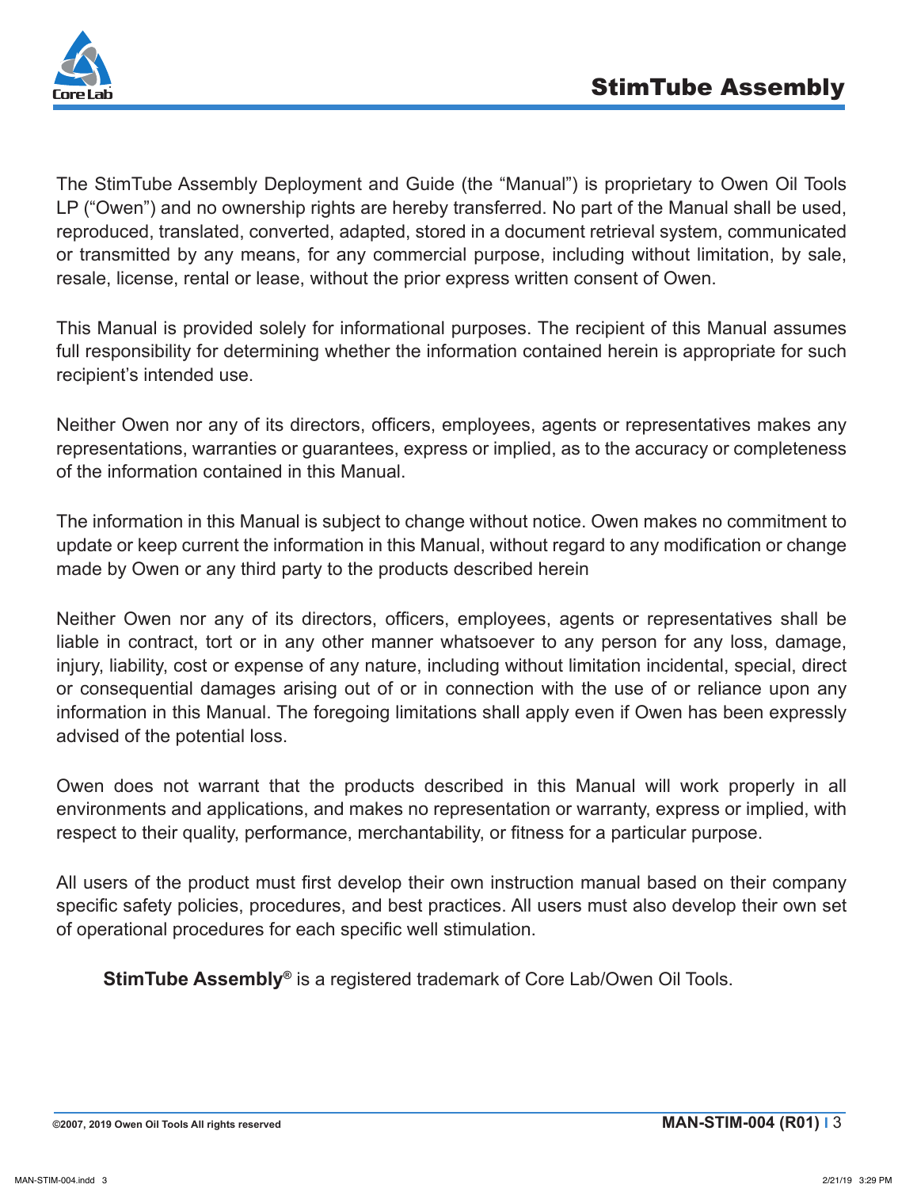The StimTube Assembly Deployment and Guide (the “Manual”) is proprietary to Owen Oil Tools LP (“Owen”) and no ownership rights are hereby transferred. No part of the Manual shall be used, reproduced, translated, converted, adapted, stored in a document retrieval system, communicated or transmitted by any means, for any commercial purpose, including without limitation, by sale, resale, license, rental or lease, without the prior express written consent of Owen.

This Manual is provided solely for informational purposes. The recipient of this Manual assumes full responsibility for determining whether the information contained herein is appropriate for such recipient’s intended use.

Neither Owen nor any of its directors, officers, employees, agents or representatives makes any representations, warranties or guarantees, express or implied, as to the accuracy or completeness of the information contained in this Manual.

The information in this Manual is subject to change without notice. Owen makes no commitment to update or keep current the information in this Manual, without regard to any modification or change made by Owen or any third party to the products described herein

Neither Owen nor any of its directors, officers, employees, agents or representatives shall be liable in contract, tort or in any other manner whatsoever to any person for any loss, damage, injury, liability, cost or expense of any nature, including without limitation incidental, special, direct or consequential damages arising out of or in connection with the use of or reliance upon any information in this Manual. The foregoing limitations shall apply even if Owen has been expressly advised of the potential loss.

Owen does not warrant that the products described in this Manual will work properly in all environments and applications, and makes no representation or warranty, express or implied, with respect to their quality, performance, merchantability, or fitness for a particular purpose.

All users of the product must first develop their own instruction manual based on their company specific safety policies, procedures, and best practices. All users must also develop their own set of operational procedures for each specific well stimulation.

**StimTube Assembly®** is a registered trademark of Core Lab/Owen Oil Tools.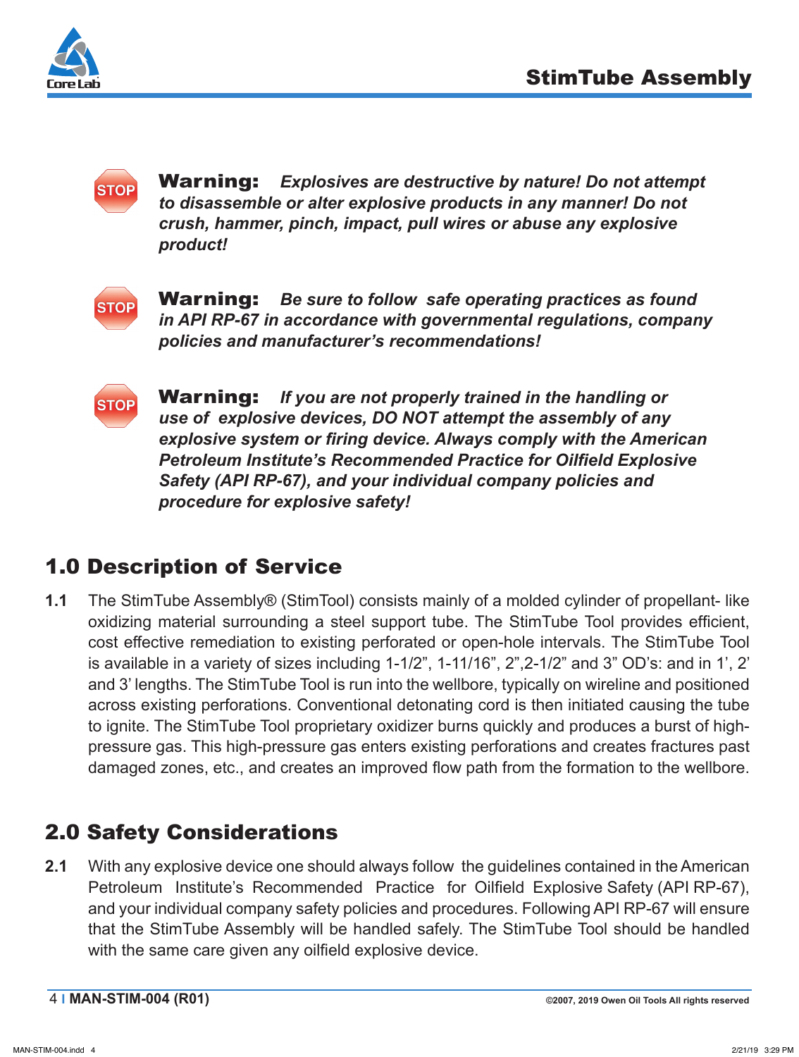**STOP** **Warning:** ***Explosives are destructive by nature! Do not attempt to disassemble or alter explosive products in any manner! Do not crush, hammer, pinch, impact, pull wires or abuse any explosive product!***

**STOP** **Warning:** ***Be sure to follow safe operating practices as found in API RP-67 in accordance with governmental regulations, company policies and manufacturer's recommendations!***

**STOP** **Warning:** ***If you are not properly trained in the handling or use of explosive devices, DO NOT attempt the assembly of any explosive system or firing device. Always comply with the American Petroleum Institute's Recommended Practice for Oilfield Explosive Safety (API RP-67), and your individual company policies and procedure for explosive safety!***

## 1.0 Description of Service

**1.1** The StimTube Assembly® (StimTool) consists mainly of a molded cylinder of propellant- like oxidizing material surrounding a steel support tube. The StimTube Tool provides efficient, cost effective remediation to existing perforated or open-hole intervals. The StimTube Tool is available in a variety of sizes including 1-1/2", 1-11/16", 2",2-1/2" and 3" OD's: and in 1', 2' and 3' lengths. The StimTube Tool is run into the wellbore, typically on wireline and positioned across existing perforations. Conventional detonating cord is then initiated causing the tube to ignite. The StimTube Tool proprietary oxidizer burns quickly and produces a burst of high-pressure gas. This high-pressure gas enters existing perforations and creates fractures past damaged zones, etc., and creates an improved flow path from the formation to the wellbore.

## 2.0 Safety Considerations

**2.1** With any explosive device one should always follow the guidelines contained in the American Petroleum Institute's Recommended Practice for Oilfield Explosive Safety (API RP-67), and your individual company safety policies and procedures. Following API RP-67 will ensure that the StimTube Assembly will be handled safely. The StimTube Tool should be handled with the same care given any oilfield explosive device.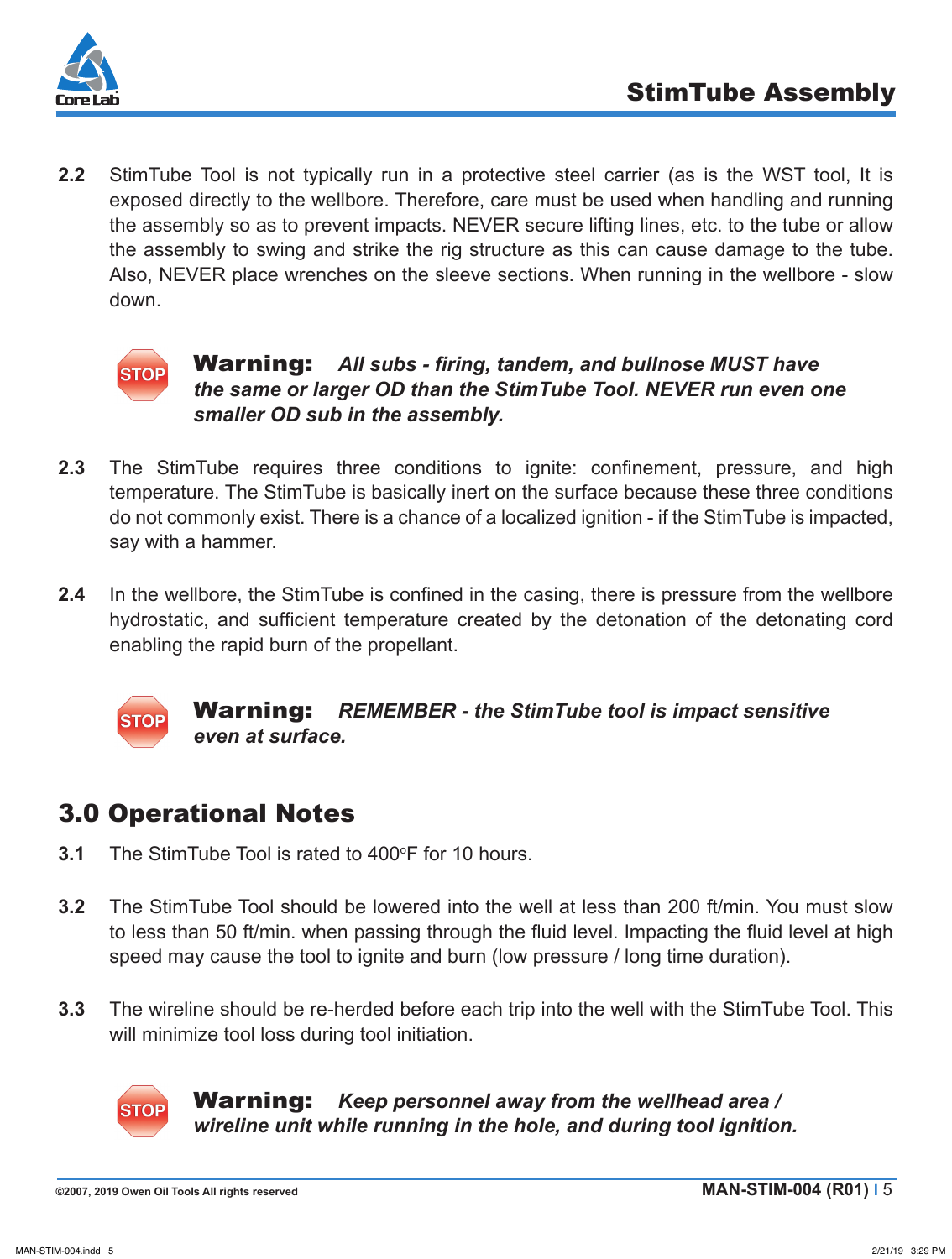**2.2** StimTube Tool is not typically run in a protective steel carrier (as is the WST tool, It is exposed directly to the wellbore. Therefore, care must be used when handling and running the assembly so as to prevent impacts. NEVER secure lifting lines, etc. to the tube or allow the assembly to swing and strike the rig structure as this can cause damage to the tube. Also, NEVER place wrenches on the sleeve sections. When running in the wellbore - slow down.

STOP **Warning:** ***All subs - firing, tandem, and bullnose MUST have the same or larger OD than the StimTube Tool. NEVER run even one smaller OD sub in the assembly.***

**2.3** The StimTube requires three conditions to ignite: confinement, pressure, and high temperature. The StimTube is basically inert on the surface because these three conditions do not commonly exist. There is a chance of a localized ignition - if the StimTube is impacted, say with a hammer.

**2.4** In the wellbore, the StimTube is confined in the casing, there is pressure from the wellbore hydrostatic, and sufficient temperature created by the detonation of the detonating cord enabling the rapid burn of the propellant.

STOP **Warning:** ***REMEMBER - the StimTube tool is impact sensitive even at surface.***

## 3.0 Operational Notes

**3.1** The StimTube Tool is rated to 400°F for 10 hours.

**3.2** The StimTube Tool should be lowered into the well at less than 200 ft/min. You must slow to less than 50 ft/min. when passing through the fluid level. Impacting the fluid level at high speed may cause the tool to ignite and burn (low pressure / long time duration).

**3.3** The wireline should be re-herded before each trip into the well with the StimTube Tool. This will minimize tool loss during tool initiation.

STOP **Warning:** ***Keep personnel away from the wellhead area / wireline unit while running in the hole, and during tool ignition.***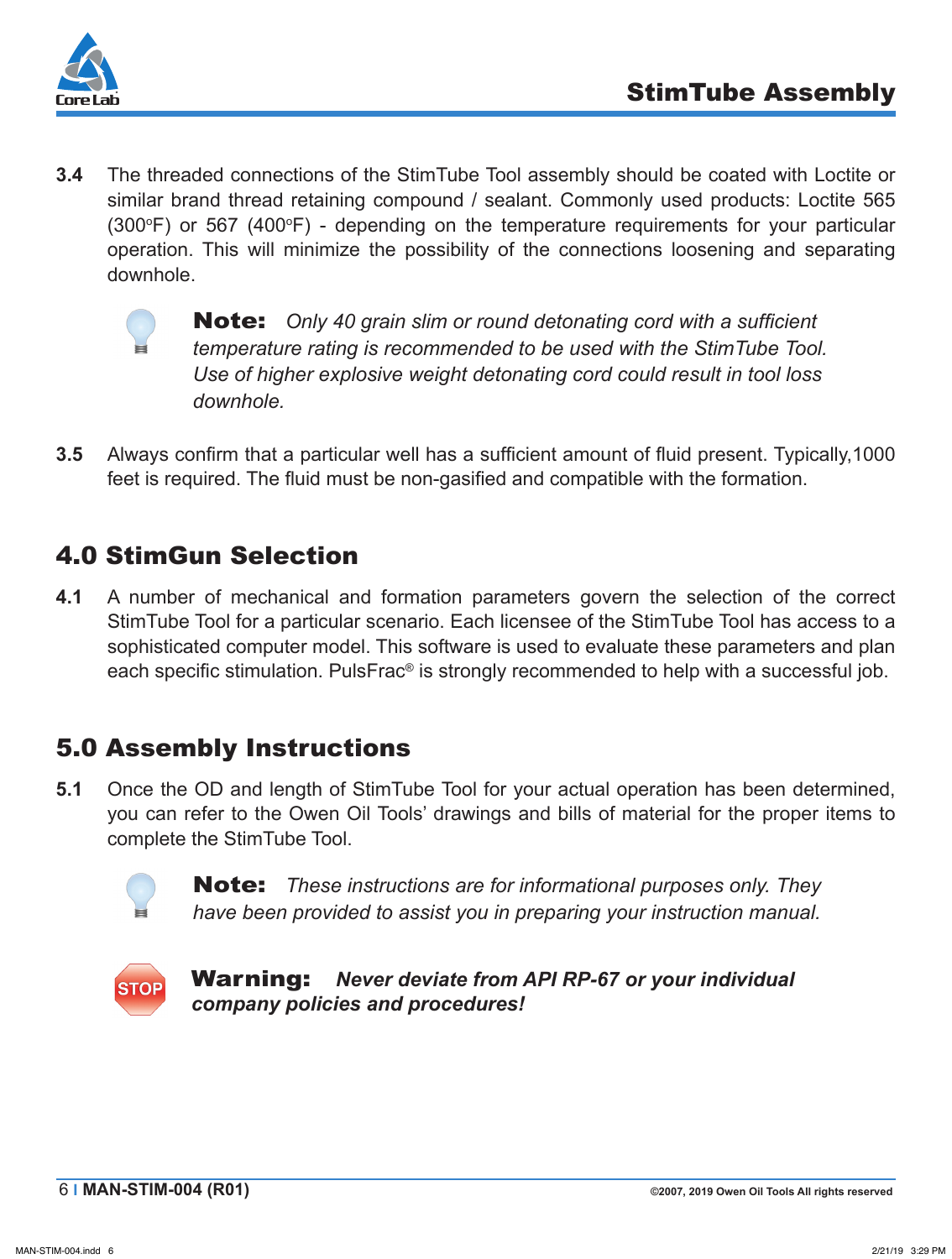**3.4** The threaded connections of the StimTube Tool assembly should be coated with Loctite or similar brand thread retaining compound / sealant. Commonly used products: Loctite 565 (300°F) or 567 (400°F) - depending on the temperature requirements for your particular operation. This will minimize the possibility of the connections loosening and separating downhole.

> **Note:** *Only 40 grain slim or round detonating cord with a sufficient temperature rating is recommended to be used with the StimTube Tool. Use of higher explosive weight detonating cord could result in tool loss downhole.*

**3.5** Always confirm that a particular well has a sufficient amount of fluid present. Typically,1000 feet is required. The fluid must be non-gasified and compatible with the formation.

## 4.0 StimGun Selection

**4.1** A number of mechanical and formation parameters govern the selection of the correct StimTube Tool for a particular scenario. Each licensee of the StimTube Tool has access to a sophisticated computer model. This software is used to evaluate these parameters and plan each specific stimulation. PulsFrac® is strongly recommended to help with a successful job.

## 5.0 Assembly Instructions

**5.1** Once the OD and length of StimTube Tool for your actual operation has been determined, you can refer to the Owen Oil Tools' drawings and bills of material for the proper items to complete the StimTube Tool.

> **Note:** *These instructions are for informational purposes only. They have been provided to assist you in preparing your instruction manual.*

> **Warning:** ***Never deviate from API RP-67 or your individual company policies and procedures!***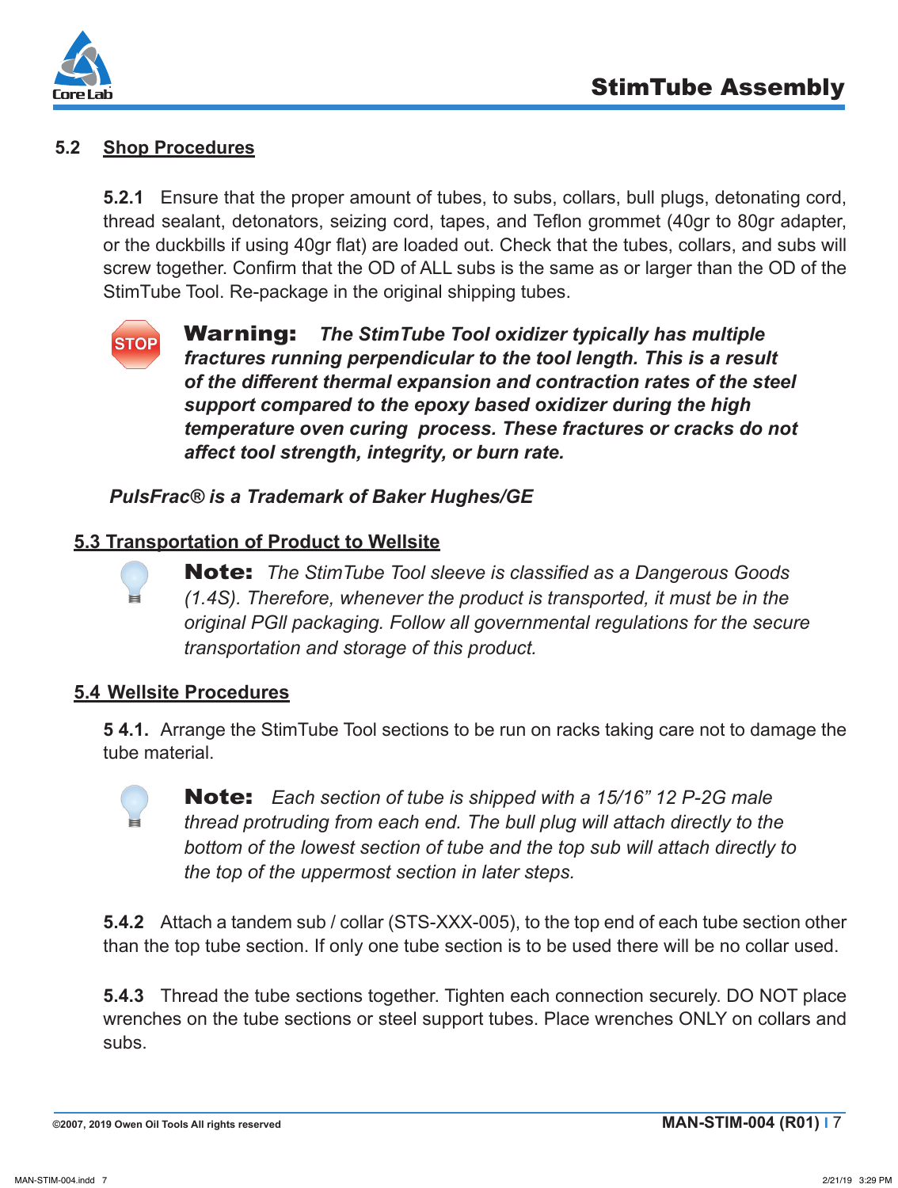## 5.2 Shop Procedures

**5.2.1** Ensure that the proper amount of tubes, to subs, collars, bull plugs, detonating cord, thread sealant, detonators, seizing cord, tapes, and Teflon grommet (40gr to 80gr adapter, or the duckbills if using 40gr flat) are loaded out. Check that the tubes, collars, and subs will screw together. Confirm that the OD of ALL subs is the same as or larger than the OD of the StimTube Tool. Re-package in the original shipping tubes.

STOP **Warning:** ***The StimTube Tool oxidizer typically has multiple fractures running perpendicular to the tool length. This is a result of the different thermal expansion and contraction rates of the steel support compared to the epoxy based oxidizer during the high temperature oven curing process. These fractures or cracks do not affect tool strength, integrity, or burn rate.***

***PulsFrac® is a Trademark of Baker Hughes/GE***

## 5.3 Transportation of Product to Wellsite

**Note:** *The StimTube Tool sleeve is classified as a Dangerous Goods (1.4S). Therefore, whenever the product is transported, it must be in the original PGII packaging. Follow all governmental regulations for the secure transportation and storage of this product.*

## 5.4 Wellsite Procedures

**5 4.1.** Arrange the StimTube Tool sections to be run on racks taking care not to damage the tube material.

**Note:** *Each section of tube is shipped with a 15/16" 12 P-2G male thread protruding from each end. The bull plug will attach directly to the bottom of the lowest section of tube and the top sub will attach directly to the top of the uppermost section in later steps.*

**5.4.2** Attach a tandem sub / collar (STS-XXX-005), to the top end of each tube section other than the top tube section. If only one tube section is to be used there will be no collar used.

**5.4.3** Thread the tube sections together. Tighten each connection securely. DO NOT place wrenches on the tube sections or steel support tubes. Place wrenches ONLY on collars and subs.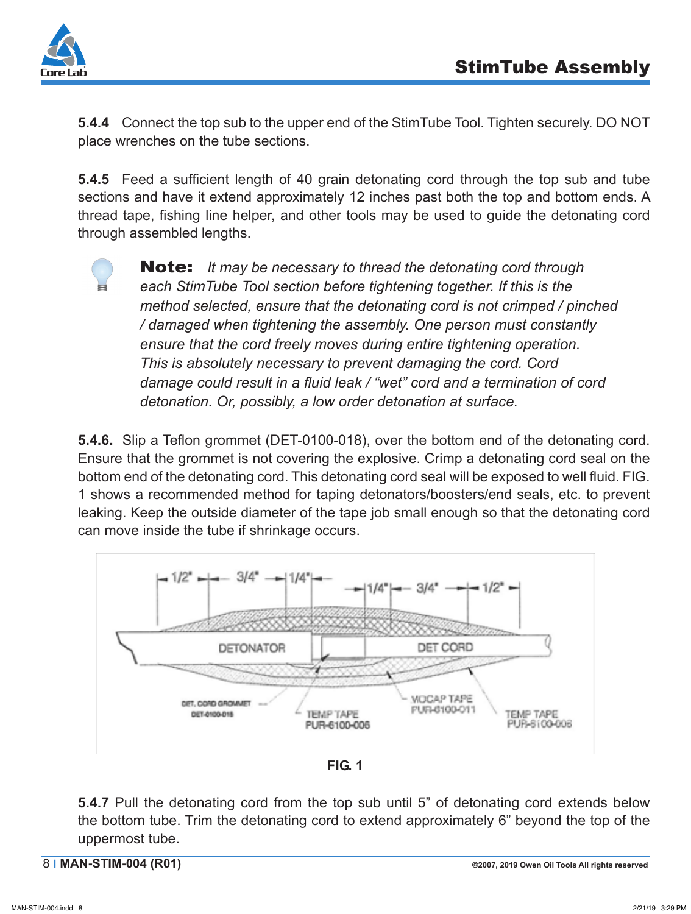**5.4.4** Connect the top sub to the upper end of the StimTube Tool. Tighten securely. DO NOT place wrenches on the tube sections.

**5.4.5** Feed a sufficient length of 40 grain detonating cord through the top sub and tube sections and have it extend approximately 12 inches past both the top and bottom ends. A thread tape, fishing line helper, and other tools may be used to guide the detonating cord through assembled lengths.

> **Note:** *It may be necessary to thread the detonating cord through each StimTube Tool section before tightening together. If this is the method selected, ensure that the detonating cord is not crimped / pinched / damaged when tightening the assembly. One person must constantly ensure that the cord freely moves during entire tightening operation. This is absolutely necessary to prevent damaging the cord. Cord damage could result in a fluid leak / "wet" cord and a termination of cord detonation. Or, possibly, a low order detonation at surface.*

**5.4.6.** Slip a Teflon grommet (DET-0100-018), over the bottom end of the detonating cord. Ensure that the grommet is not covering the explosive. Crimp a detonating cord seal on the bottom end of the detonating cord. This detonating cord seal will be exposed to well fluid. FIG. 1 shows a recommended method for taping detonators/boosters/end seals, etc. to prevent leaking. Keep the outside diameter of the tape job small enough so that the detonating cord can move inside the tube if shrinkage occurs.

1/2" 3/4" 1/4" 1/4" 3/4" 1/2"

DETONATOR DET CORD

DET. CORD GROMMET DET-0100-018 TEMP TAPE PUR-6100-006 VIOCAP TAPE PUR-6100-011 TEMP TAPE PUR-6100-006

**FIG. 1**

**5.4.7** Pull the detonating cord from the top sub until 5" of detonating cord extends below the bottom tube. Trim the detonating cord to extend approximately 6" beyond the top of the uppermost tube.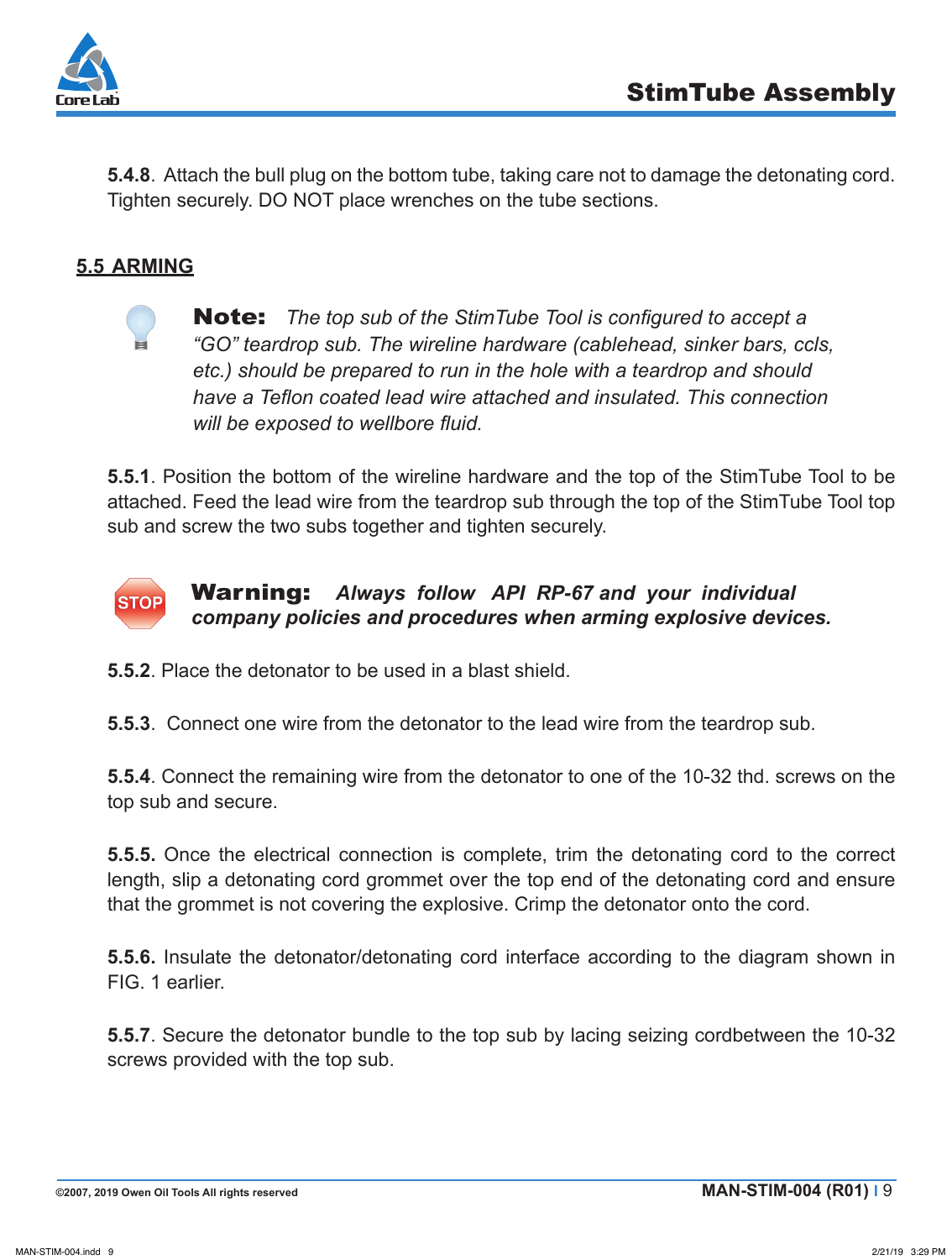**5.4.8**. Attach the bull plug on the bottom tube, taking care not to damage the detonating cord. Tighten securely. DO NOT place wrenches on the tube sections.

## 5.5 ARMING

**Note:** *The top sub of the StimTube Tool is configured to accept a "GO" teardrop sub. The wireline hardware (cablehead, sinker bars, ccls, etc.) should be prepared to run in the hole with a teardrop and should have a Teflon coated lead wire attached and insulated. This connection will be exposed to wellbore fluid.*

**5.5.1**. Position the bottom of the wireline hardware and the top of the StimTube Tool to be attached. Feed the lead wire from the teardrop sub through the top of the StimTube Tool top sub and screw the two subs together and tighten securely.

STOP

**Warning:** ***Always follow API RP-67 and your individual company policies and procedures when arming explosive devices.***

**5.5.2**. Place the detonator to be used in a blast shield.

**5.5.3**. Connect one wire from the detonator to the lead wire from the teardrop sub.

**5.5.4**. Connect the remaining wire from the detonator to one of the 10-32 thd. screws on the top sub and secure.

**5.5.5.** Once the electrical connection is complete, trim the detonating cord to the correct length, slip a detonating cord grommet over the top end of the detonating cord and ensure that the grommet is not covering the explosive. Crimp the detonator onto the cord.

**5.5.6.** Insulate the detonator/detonating cord interface according to the diagram shown in FIG. 1 earlier.

**5.5.7**. Secure the detonator bundle to the top sub by lacing seizing cordbetween the 10-32 screws provided with the top sub.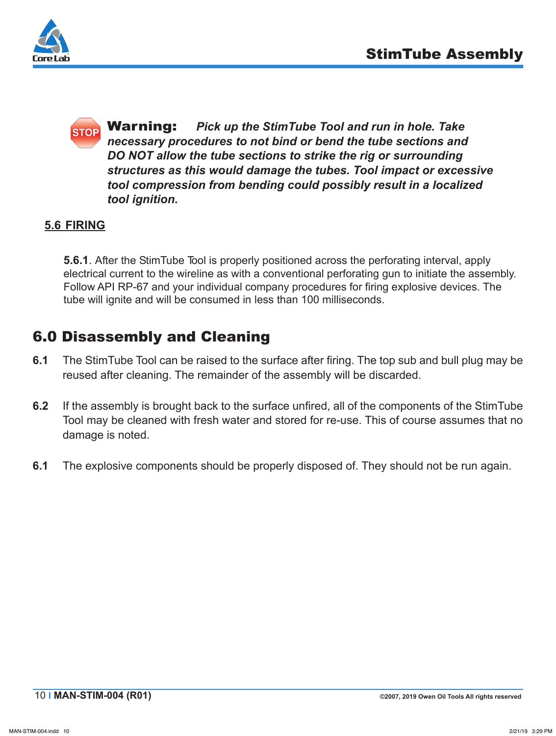**STOP** **Warning:** ***Pick up the StimTube Tool and run in hole. Take necessary procedures to not bind or bend the tube sections and DO NOT allow the tube sections to strike the rig or surrounding structures as this would damage the tubes. Tool impact or excessive tool compression from bending could possibly result in a localized tool ignition.***

### 5.6 FIRING

**5.6.1**. After the StimTube Tool is properly positioned across the perforating interval, apply electrical current to the wireline as with a conventional perforating gun to initiate the assembly. Follow API RP-67 and your individual company procedures for firing explosive devices. The tube will ignite and will be consumed in less than 100 milliseconds.

## 6.0 Disassembly and Cleaning

**6.1** The StimTube Tool can be raised to the surface after firing. The top sub and bull plug may be reused after cleaning. The remainder of the assembly will be discarded.

**6.2** If the assembly is brought back to the surface unfired, all of the components of the StimTube Tool may be cleaned with fresh water and stored for re-use. This of course assumes that no damage is noted.

**6.1** The explosive components should be properly disposed of. They should not be run again.